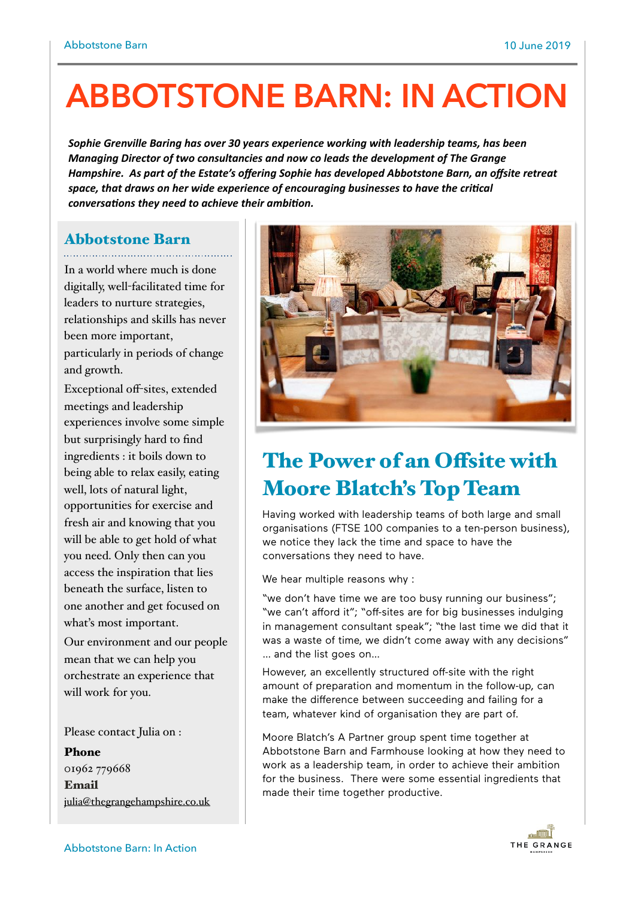# ABBOTSTONE BARN: IN ACTION

***Sophie Grenville Baring has over 30 years experience working with leadership teams, has been Managing Director of two consultancies and now co leads the development of The Grange Hampshire. As part of the Estate's offering Sophie has developed Abbotstone Barn, an offsite retreat space, that draws on her wide experience of encouraging businesses to have the critical conversations they need to achieve their ambition.***

## Abbotstone Barn

In a world where much is done digitally, well-facilitated time for leaders to nurture strategies, relationships and skills has never been more important, particularly in periods of change and growth.

Exceptional off-sites, extended meetings and leadership experiences involve some simple but surprisingly hard to find ingredients : it boils down to being able to relax easily, eating well, lots of natural light, opportunities for exercise and fresh air and knowing that you will be able to get hold of what you need. Only then can you access the inspiration that lies beneath the surface, listen to one another and get focused on what's most important.

Our environment and our people mean that we can help you orchestrate an experience that will work for you.

Please contact Julia on :

**Phone**
01962 779668

**Email**
julia@thegrangehampshire.co.uk

## The Power of an Offsite with Moore Blatch's Top Team

Having worked with leadership teams of both large and small organisations (FTSE 100 companies to a ten-person business), we notice they lack the time and space to have the conversations they need to have.

We hear multiple reasons why :

"we don't have time we are too busy running our business"; "we can't afford it"; "off-sites are for big businesses indulging in management consultant speak"; "the last time we did that it was a waste of time, we didn't come away with any decisions" … and the list goes on…

However, an excellently structured off-site with the right amount of preparation and momentum in the follow-up, can make the difference between succeeding and failing for a team, whatever kind of organisation they are part of.

Moore Blatch's A Partner group spent time together at Abbotstone Barn and Farmhouse looking at how they need to work as a leadership team, in order to achieve their ambition for the business. There were some essential ingredients that made their time together productive.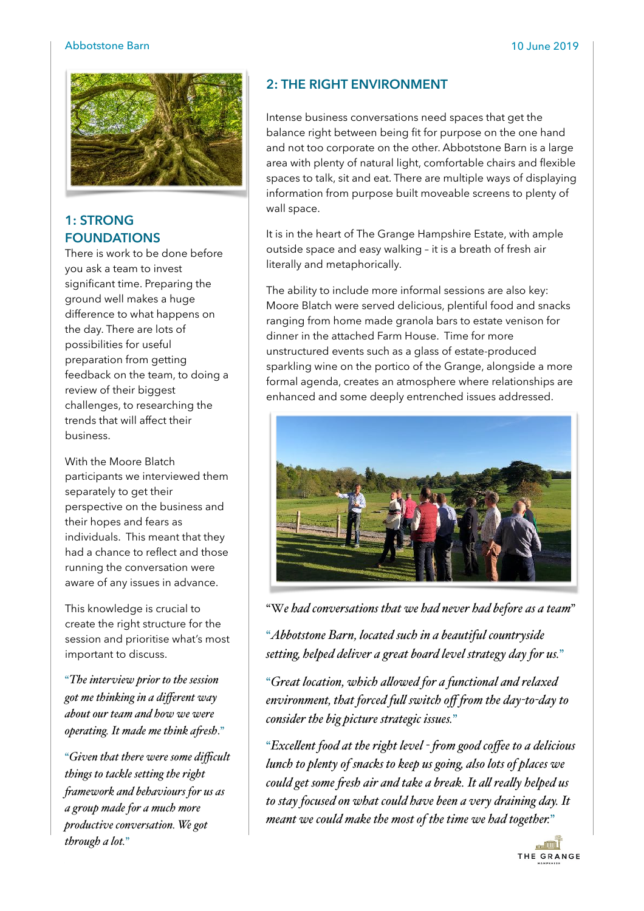## 1: STRONG FOUNDATIONS

There is work to be done before you ask a team to invest significant time. Preparing the ground well makes a huge difference to what happens on the day. There are lots of possibilities for useful preparation from getting feedback on the team, to doing a review of their biggest challenges, to researching the trends that will affect their business.

With the Moore Blatch participants we interviewed them separately to get their perspective on the business and their hopes and fears as individuals. This meant that they had a chance to reflect and those running the conversation were aware of any issues in advance.

This knowledge is crucial to create the right structure for the session and prioritise what's most important to discuss.

*"The interview prior to the session got me thinking in a different way about our team and how we were operating. It made me think afresh."*

*"Given that there were some difficult things to tackle setting the right framework and behaviours for us as a group made for a much more productive conversation. We got through a lot."*

## 2: THE RIGHT ENVIRONMENT

Intense business conversations need spaces that get the balance right between being fit for purpose on the one hand and not too corporate on the other. Abbotstone Barn is a large area with plenty of natural light, comfortable chairs and flexible spaces to talk, sit and eat. There are multiple ways of displaying information from purpose built moveable screens to plenty of wall space.

It is in the heart of The Grange Hampshire Estate, with ample outside space and easy walking – it is a breath of fresh air literally and metaphorically.

The ability to include more informal sessions are also key: Moore Blatch were served delicious, plentiful food and snacks ranging from home made granola bars to estate venison for dinner in the attached Farm House. Time for more unstructured events such as a glass of estate-produced sparkling wine on the portico of the Grange, alongside a more formal agenda, creates an atmosphere where relationships are enhanced and some deeply entrenched issues addressed.

*"We had conversations that we had never had before as a team"*

*"Abbotstone Barn, located such in a beautiful countryside setting, helped deliver a great board level strategy day for us."*

*"Great location, which allowed for a functional and relaxed environment, that forced full switch off from the day-to-day to consider the big picture strategic issues."*

*"Excellent food at the right level - from good coffee to a delicious lunch to plenty of snacks to keep us going, also lots of places we could get some fresh air and take a break. It all really helped us to stay focused on what could have been a very draining day. It meant we could make the most of the time we had together."*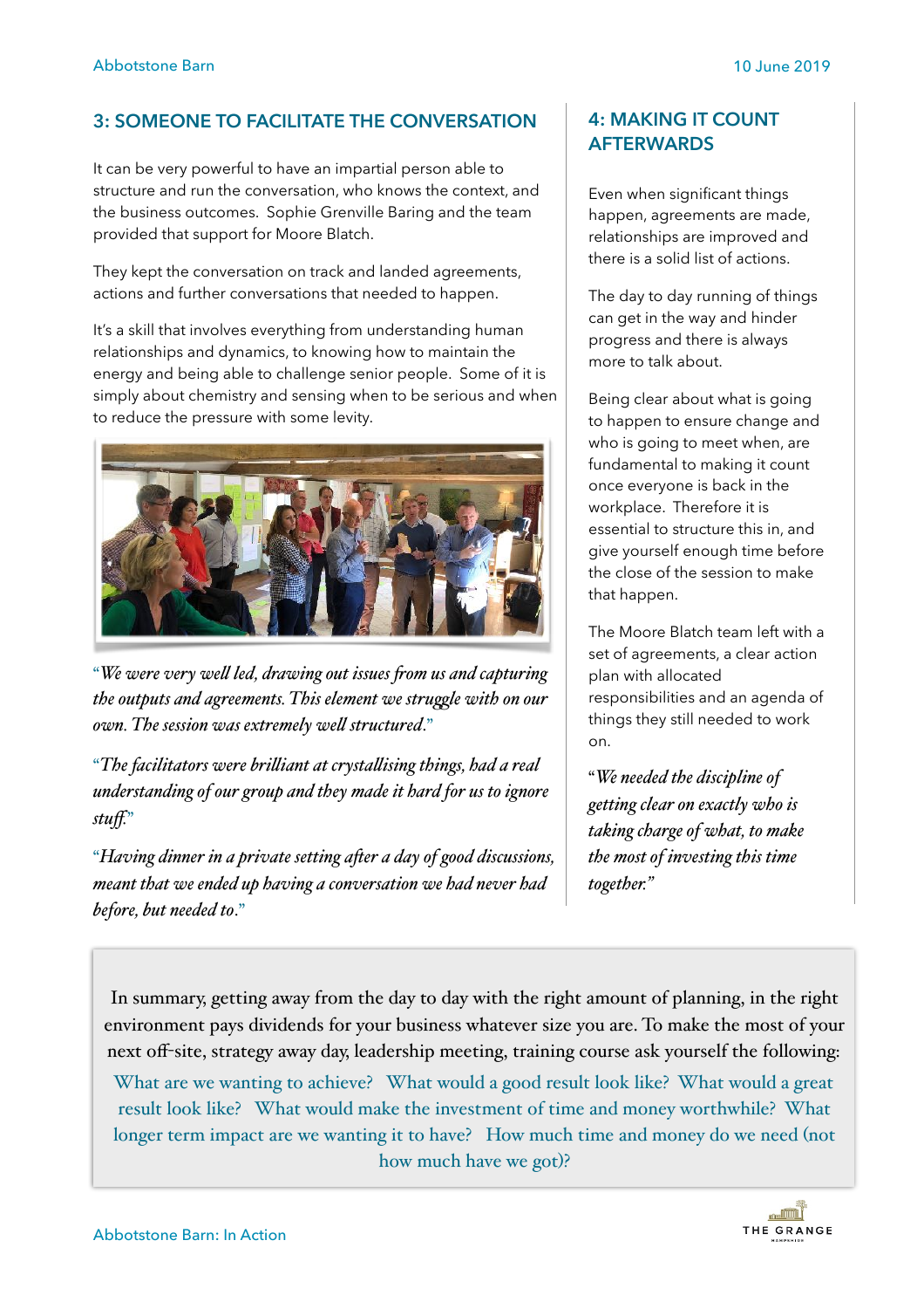## 3: SOMEONE TO FACILITATE THE CONVERSATION

It can be very powerful to have an impartial person able to structure and run the conversation, who knows the context, and the business outcomes. Sophie Grenville Baring and the team provided that support for Moore Blatch.

They kept the conversation on track and landed agreements, actions and further conversations that needed to happen.

It's a skill that involves everything from understanding human relationships and dynamics, to knowing how to maintain the energy and being able to challenge senior people. Some of it is simply about chemistry and sensing when to be serious and when to reduce the pressure with some levity.

*"We were very well led, drawing out issues from us and capturing the outputs and agreements. This element we struggle with on our own. The session was extremely well structured."*

*"The facilitators were brilliant at crystallising things, had a real understanding of our group and they made it hard for us to ignore stuff."*

*"Having dinner in a private setting after a day of good discussions, meant that we ended up having a conversation we had never had before, but needed to."*

## 4: MAKING IT COUNT AFTERWARDS

Even when significant things happen, agreements are made, relationships are improved and there is a solid list of actions.

The day to day running of things can get in the way and hinder progress and there is always more to talk about.

Being clear about what is going to happen to ensure change and who is going to meet when, are fundamental to making it count once everyone is back in the workplace. Therefore it is essential to structure this in, and give yourself enough time before the close of the session to make that happen.

The Moore Blatch team left with a set of agreements, a clear action plan with allocated responsibilities and an agenda of things they still needed to work on.

*"We needed the discipline of getting clear on exactly who is taking charge of what, to make the most of investing this time together."*

In summary, getting away from the day to day with the right amount of planning, in the right environment pays dividends for your business whatever size you are. To make the most of your next off-site, strategy away day, leadership meeting, training course ask yourself the following:

What are we wanting to achieve? What would a good result look like? What would a great result look like? What would make the investment of time and money worthwhile? What longer term impact are we wanting it to have? How much time and money do we need (not how much have we got)?